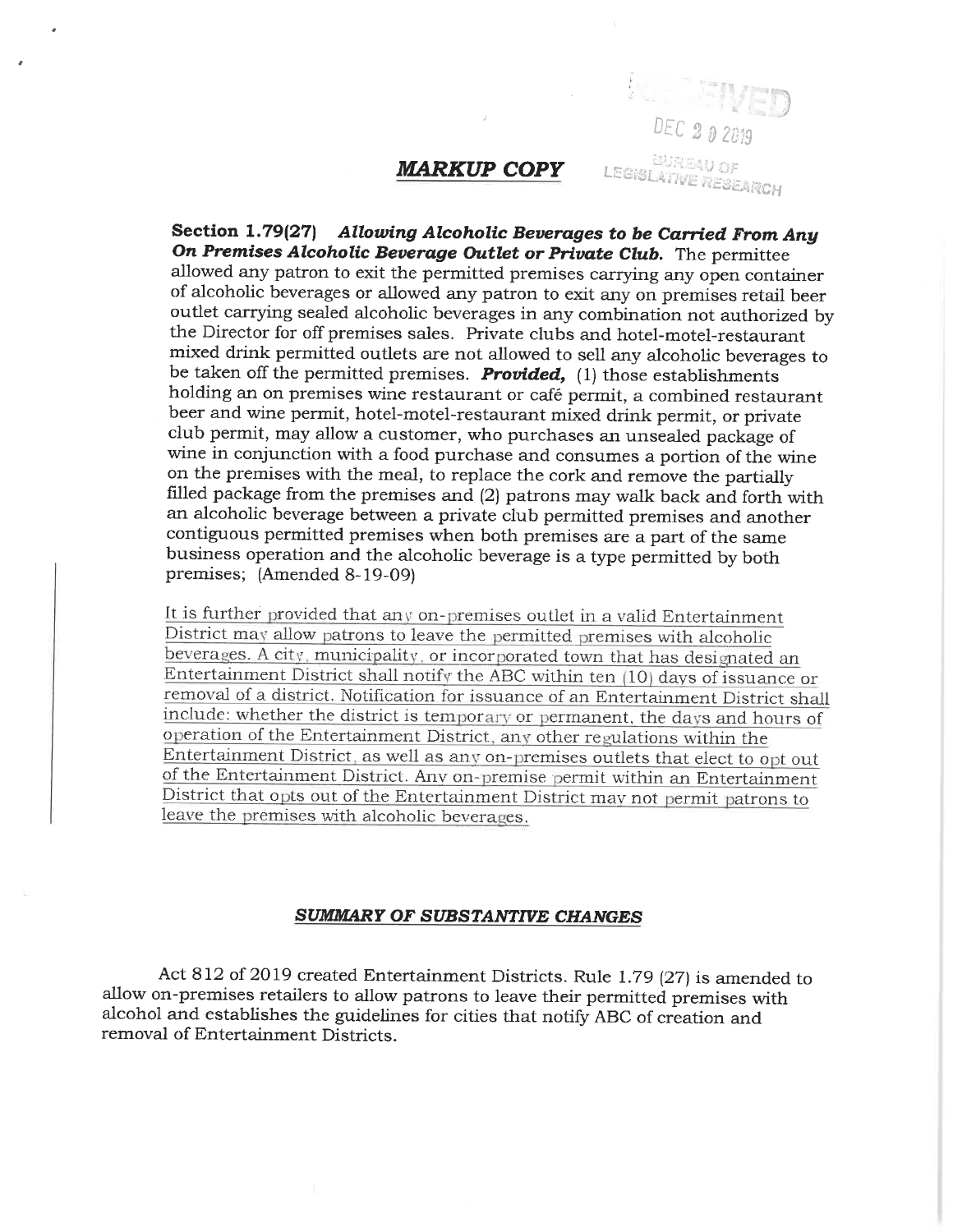RECEIVED
DEC 20 2019
BUREAU OF LEGISLATIVE RESEARCH

# ***MARKUP COPY***

**Section 1.79(27)** ***Allowing Alcoholic Beverages to be Carried From Any On Premises Alcoholic Beverage Outlet or Private Club.*** The permittee allowed any patron to exit the permitted premises carrying any open container of alcoholic beverages or allowed any patron to exit any on premises retail beer outlet carrying sealed alcoholic beverages in any combination not authorized by the Director for off premises sales. Private clubs and hotel-motel-restaurant mixed drink permitted outlets are not allowed to sell any alcoholic beverages to be taken off the permitted premises. ***Provided,*** (1) those establishments holding an on premises wine restaurant or café permit, a combined restaurant beer and wine permit, hotel-motel-restaurant mixed drink permit, or private club permit, may allow a customer, who purchases an unsealed package of wine in conjunction with a food purchase and consumes a portion of the wine on the premises with the meal, to replace the cork and remove the partially filled package from the premises and (2) patrons may walk back and forth with an alcoholic beverage between a private club permitted premises and another contiguous permitted premises when both premises are a part of the same business operation and the alcoholic beverage is a type permitted by both premises; (Amended 8-19-09)

<u>It is further provided that any on-premises outlet in a valid Entertainment District may allow patrons to leave the permitted premises with alcoholic beverages. A city, municipality, or incorporated town that has designated an Entertainment District shall notify the ABC within ten (10) days of issuance or removal of a district. Notification for issuance of an Entertainment District shall include: whether the district is temporary or permanent, the days and hours of operation of the Entertainment District, any other regulations within the Entertainment District, as well as any on-premises outlets that elect to opt out of the Entertainment District. Any on-premise permit within an Entertainment District that opts out of the Entertainment District may not permit patrons to leave the premises with alcoholic beverages.</u>

## ***SUMMARY OF SUBSTANTIVE CHANGES***

Act 812 of 2019 created Entertainment Districts. Rule 1.79 (27) is amended to allow on-premises retailers to allow patrons to leave their permitted premises with alcohol and establishes the guidelines for cities that notify ABC of creation and removal of Entertainment Districts.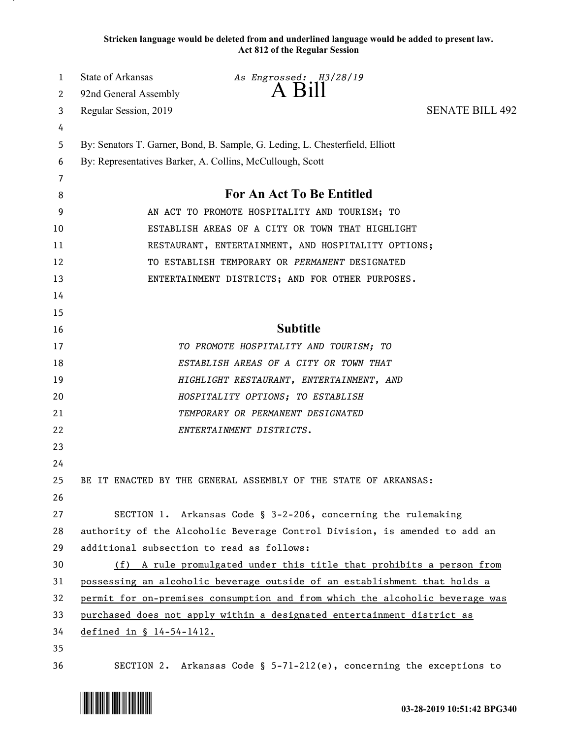**Stricken language would be deleted from and underlined language would be added to present law.**
**Act 812 of the Regular Session**

State of Arkansas *As Engrossed: H3/28/19*
92nd General Assembly **A Bill**
Regular Session, 2019 SENATE BILL 492

By: Senators T. Garner, Bond, B. Sample, G. Leding, L. Chesterfield, Elliott
By: Representatives Barker, A. Collins, McCullough, Scott

## For An Act To Be Entitled

AN ACT TO PROMOTE HOSPITALITY AND TOURISM; TO ESTABLISH AREAS OF A CITY OR TOWN THAT HIGHLIGHT RESTAURANT, ENTERTAINMENT, AND HOSPITALITY OPTIONS; TO ESTABLISH TEMPORARY OR *PERMANENT* DESIGNATED ENTERTAINMENT DISTRICTS; AND FOR OTHER PURPOSES.

## Subtitle

*TO PROMOTE HOSPITALITY AND TOURISM; TO ESTABLISH AREAS OF A CITY OR TOWN THAT HIGHLIGHT RESTAURANT, ENTERTAINMENT, AND HOSPITALITY OPTIONS; TO ESTABLISH TEMPORARY OR PERMANENT DESIGNATED ENTERTAINMENT DISTRICTS.*

BE IT ENACTED BY THE GENERAL ASSEMBLY OF THE STATE OF ARKANSAS:

SECTION 1. Arkansas Code § 3-2-206, concerning the rulemaking authority of the Alcoholic Beverage Control Division, is amended to add an additional subsection to read as follows:

<u>(f) A rule promulgated under this title that prohibits a person from possessing an alcoholic beverage outside of an establishment that holds a permit for on-premises consumption and from which the alcoholic beverage was purchased does not apply within a designated entertainment district as defined in § 14-54-1412.</u>

SECTION 2. Arkansas Code § 5-71-212(e), concerning the exceptions to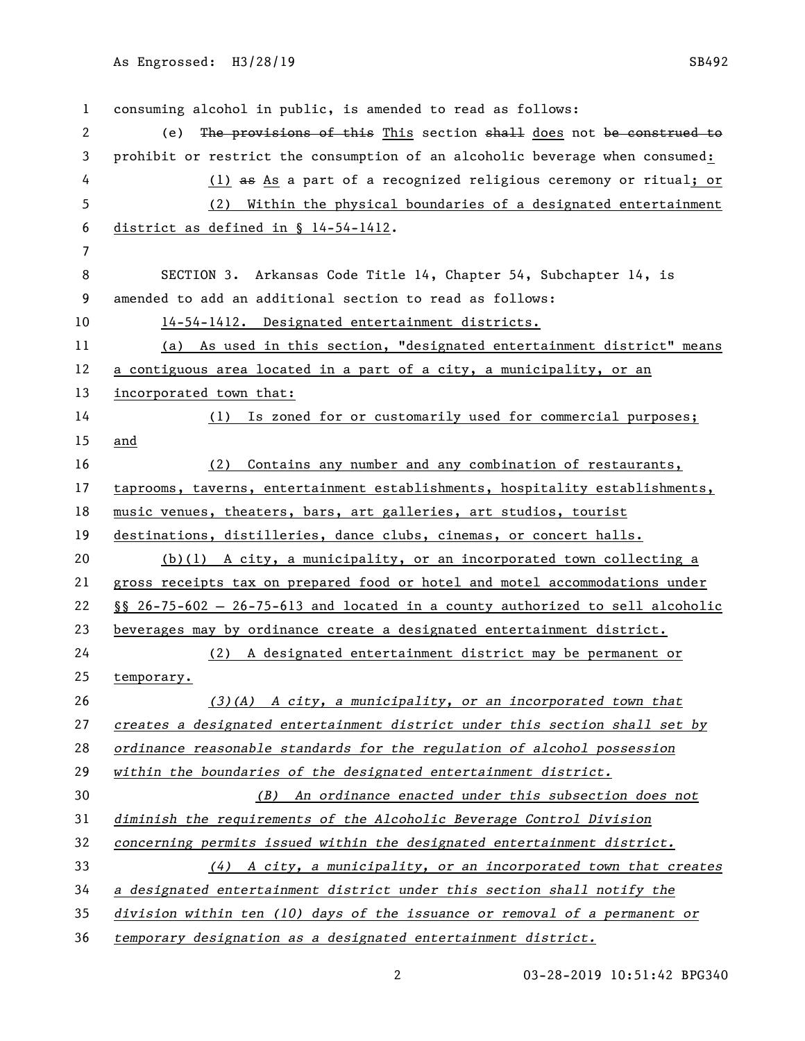consuming alcohol in public, is amended to read as follows:

(e) ~~The provisions of this~~ This section ~~shall~~ does not ~~be construed to~~ prohibit or restrict the consumption of an alcoholic beverage when consumed:

(1) ~~as~~ As a part of a recognized religious ceremony or ritual; or

(2) Within the physical boundaries of a designated entertainment district as defined in § 14-54-1412.

SECTION 3. Arkansas Code Title 14, Chapter 54, Subchapter 14, is amended to add an additional section to read as follows:

14-54-1412. Designated entertainment districts.

(a) As used in this section, "designated entertainment district" means a contiguous area located in a part of a city, a municipality, or an incorporated town that:

(1) Is zoned for or customarily used for commercial purposes; and

(2) Contains any number and any combination of restaurants, taprooms, taverns, entertainment establishments, hospitality establishments, music venues, theaters, bars, art galleries, art studios, tourist destinations, distilleries, dance clubs, cinemas, or concert halls.

(b)(1) A city, a municipality, or an incorporated town collecting a gross receipts tax on prepared food or hotel and motel accommodations under §§ 26-75-602 — 26-75-613 and located in a county authorized to sell alcoholic beverages may by ordinance create a designated entertainment district.

(2) A designated entertainment district may be permanent or temporary.

*(3)(A) A city, a municipality, or an incorporated town that creates a designated entertainment district under this section shall set by ordinance reasonable standards for the regulation of alcohol possession within the boundaries of the designated entertainment district.*

*(B) An ordinance enacted under this subsection does not diminish the requirements of the Alcoholic Beverage Control Division concerning permits issued within the designated entertainment district.*

*(4) A city, a municipality, or an incorporated town that creates a designated entertainment district under this section shall notify the division within ten (10) days of the issuance or removal of a permanent or temporary designation as a designated entertainment district.*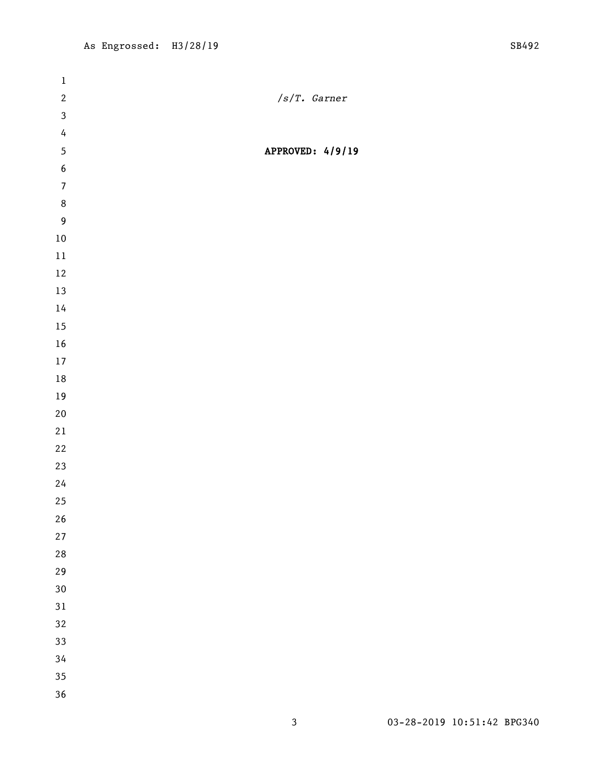*/s/T. Garner*

**APPROVED: 4/9/19**